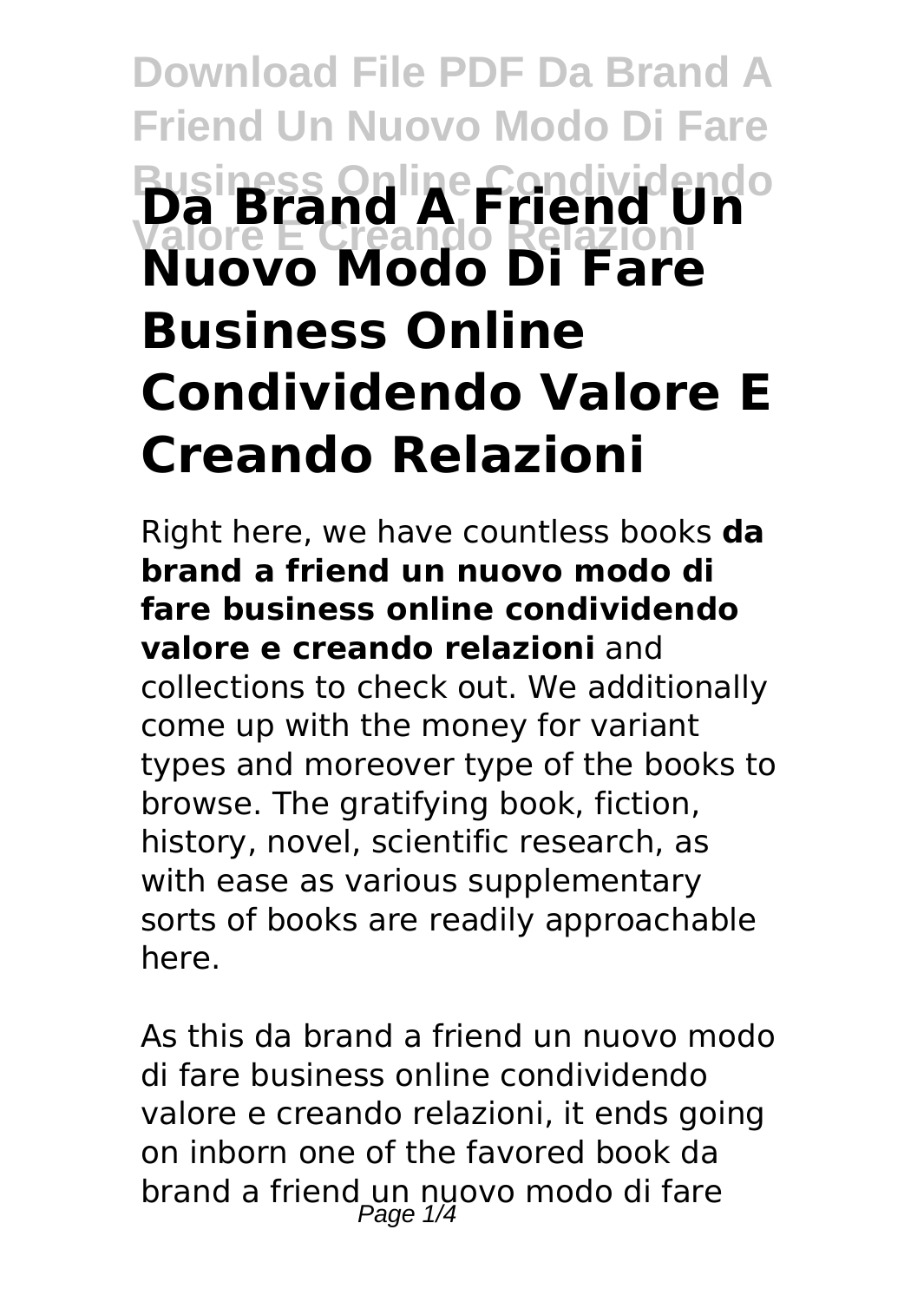# Da Brand A Friend Un Nuovo Modo Di Fare Business Online Condividendo Valore E Creando Relazioni

Right here, we have countless books **da brand a friend un nuovo modo di fare business online condividendo valore e creando relazioni** and collections to check out. We additionally come up with the money for variant types and moreover type of the books to browse. The gratifying book, fiction, history, novel, scientific research, as with ease as various supplementary sorts of books are readily approachable here.

As this da brand a friend un nuovo modo di fare business online condividendo valore e creando relazioni, it ends going on inborn one of the favored book da brand a friend un nuovo modo di fare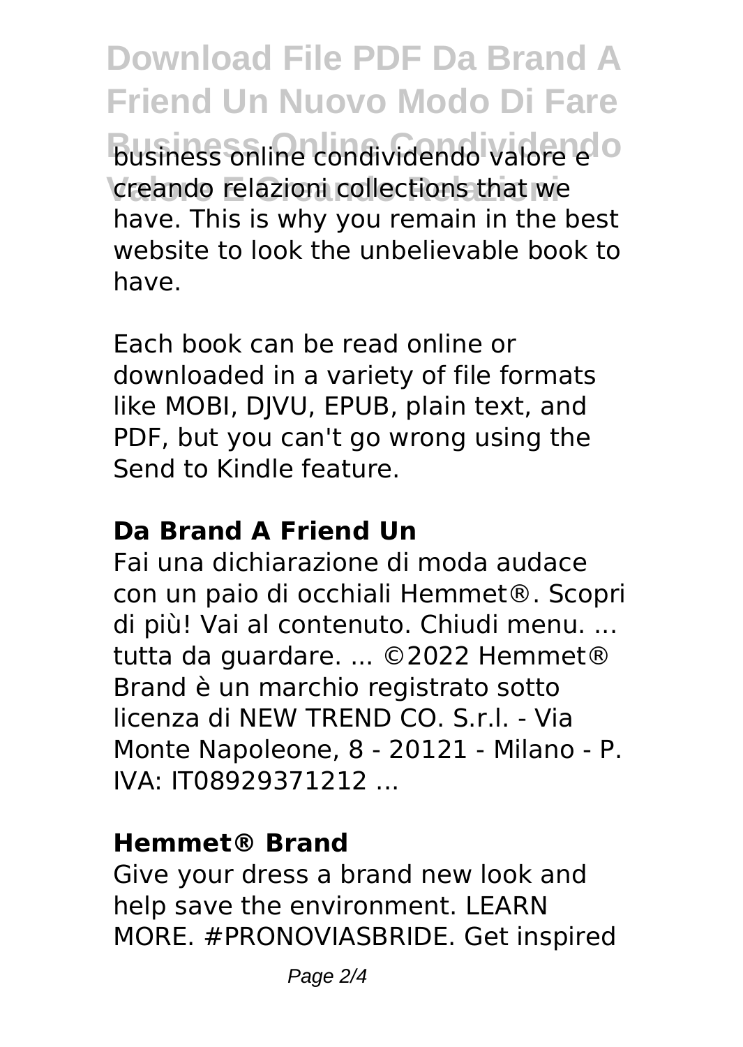business online condividendo valore e creando relazioni collections that we have. This is why you remain in the best website to look the unbelievable book to have.

Each book can be read online or downloaded in a variety of file formats like MOBI, DJVU, EPUB, plain text, and PDF, but you can't go wrong using the Send to Kindle feature.

**Da Brand A Friend Un**

Fai una dichiarazione di moda audace con un paio di occhiali Hemmet®. Scopri di più! Vai al contenuto. Chiudi menu. ... tutta da guardare. ... ©2022 Hemmet® Brand è un marchio registrato sotto licenza di NEW TREND CO. S.r.l. - Via Monte Napoleone, 8 - 20121 - Milano - P. IVA: IT08929371212 ...

**Hemmet® Brand**

Give your dress a brand new look and help save the environment. LEARN MORE. #PRONOVIASBRIDE. Get inspired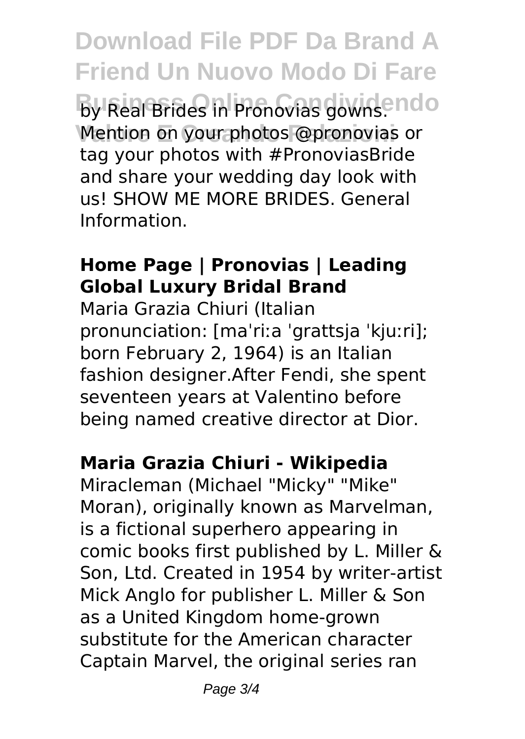by Real Brides in Pronovias gowns. Mention on your photos @pronovias or tag your photos with #PronoviasBride and share your wedding day look with us! SHOW ME MORE BRIDES. General Information.

### Home Page | Pronovias | Leading Global Luxury Bridal Brand

Maria Grazia Chiuri (Italian pronunciation: [maˈriːa ˈgrattsja ˈkjuːri]; born February 2, 1964) is an Italian fashion designer.After Fendi, she spent seventeen years at Valentino before being named creative director at Dior.

### Maria Grazia Chiuri - Wikipedia

Miracleman (Michael "Micky" "Mike" Moran), originally known as Marvelman, is a fictional superhero appearing in comic books first published by L. Miller & Son, Ltd. Created in 1954 by writer-artist Mick Anglo for publisher L. Miller & Son as a United Kingdom home-grown substitute for the American character Captain Marvel, the original series ran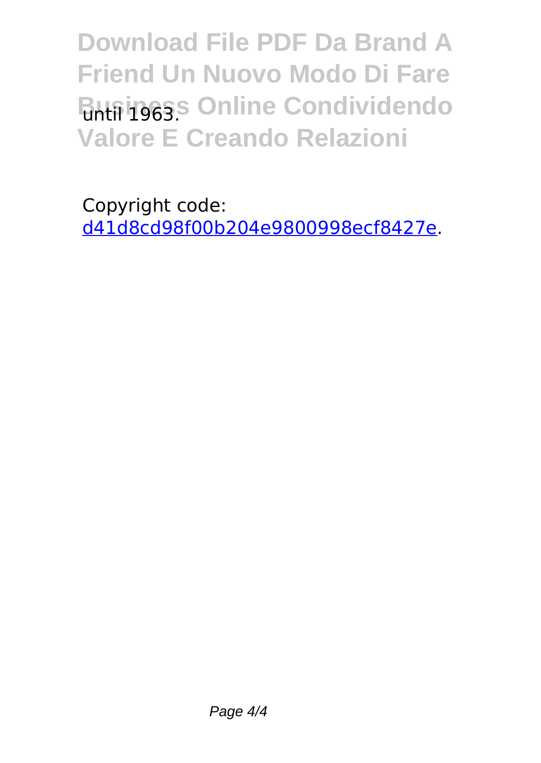until 1963.

Copyright code: [d41d8cd98f00b204e9800998ecf8427e](d41d8cd98f00b204e9800998ecf8427e).